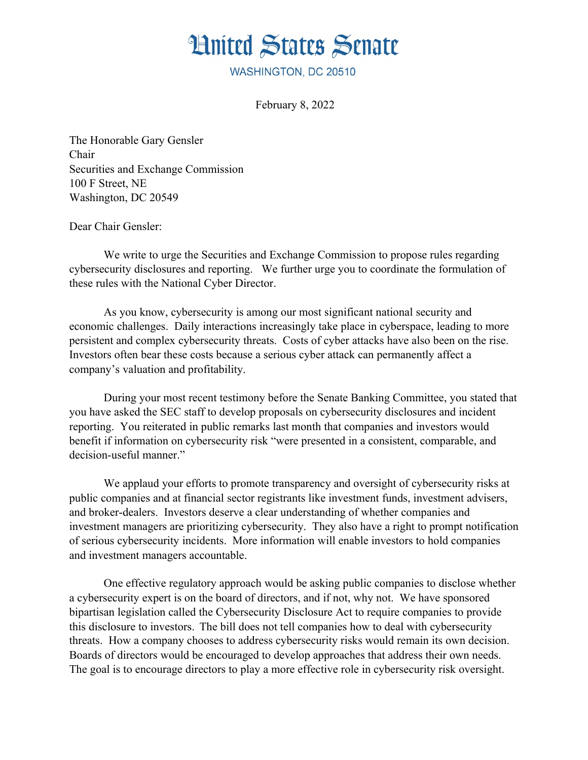# United States Senate

WASHINGTON, DC 20510

February 8, 2022

The Honorable Gary Gensler
Chair
Securities and Exchange Commission
100 F Street, NE
Washington, DC 20549

Dear Chair Gensler:

We write to urge the Securities and Exchange Commission to propose rules regarding cybersecurity disclosures and reporting. We further urge you to coordinate the formulation of these rules with the National Cyber Director.

As you know, cybersecurity is among our most significant national security and economic challenges. Daily interactions increasingly take place in cyberspace, leading to more persistent and complex cybersecurity threats. Costs of cyber attacks have also been on the rise. Investors often bear these costs because a serious cyber attack can permanently affect a company's valuation and profitability.

During your most recent testimony before the Senate Banking Committee, you stated that you have asked the SEC staff to develop proposals on cybersecurity disclosures and incident reporting. You reiterated in public remarks last month that companies and investors would benefit if information on cybersecurity risk "were presented in a consistent, comparable, and decision-useful manner."

We applaud your efforts to promote transparency and oversight of cybersecurity risks at public companies and at financial sector registrants like investment funds, investment advisers, and broker-dealers. Investors deserve a clear understanding of whether companies and investment managers are prioritizing cybersecurity. They also have a right to prompt notification of serious cybersecurity incidents. More information will enable investors to hold companies and investment managers accountable.

One effective regulatory approach would be asking public companies to disclose whether a cybersecurity expert is on the board of directors, and if not, why not. We have sponsored bipartisan legislation called the Cybersecurity Disclosure Act to require companies to provide this disclosure to investors. The bill does not tell companies how to deal with cybersecurity threats. How a company chooses to address cybersecurity risks would remain its own decision. Boards of directors would be encouraged to develop approaches that address their own needs. The goal is to encourage directors to play a more effective role in cybersecurity risk oversight.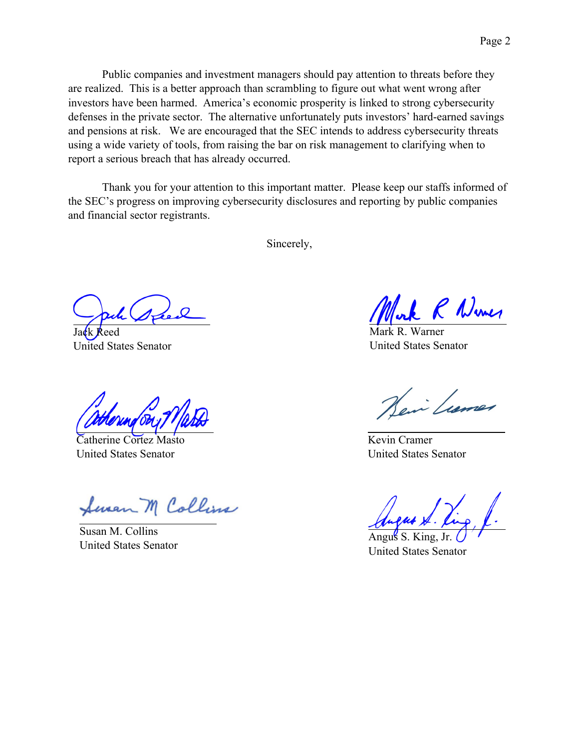Public companies and investment managers should pay attention to threats before they are realized. This is a better approach than scrambling to figure out what went wrong after investors have been harmed. America's economic prosperity is linked to strong cybersecurity defenses in the private sector. The alternative unfortunately puts investors' hard-earned savings and pensions at risk. We are encouraged that the SEC intends to address cybersecurity threats using a wide variety of tools, from raising the bar on risk management to clarifying when to report a serious breach that has already occurred.

Thank you for your attention to this important matter. Please keep our staffs informed of the SEC's progress on improving cybersecurity disclosures and reporting by public companies and financial sector registrants.

Sincerely,

Jack Reed
United States Senator

Mark R. Warner
United States Senator

Catherine Cortez Masto
United States Senator

Kevin Cramer
United States Senator

Susan M. Collins
United States Senator

Angus S. King, Jr.
United States Senator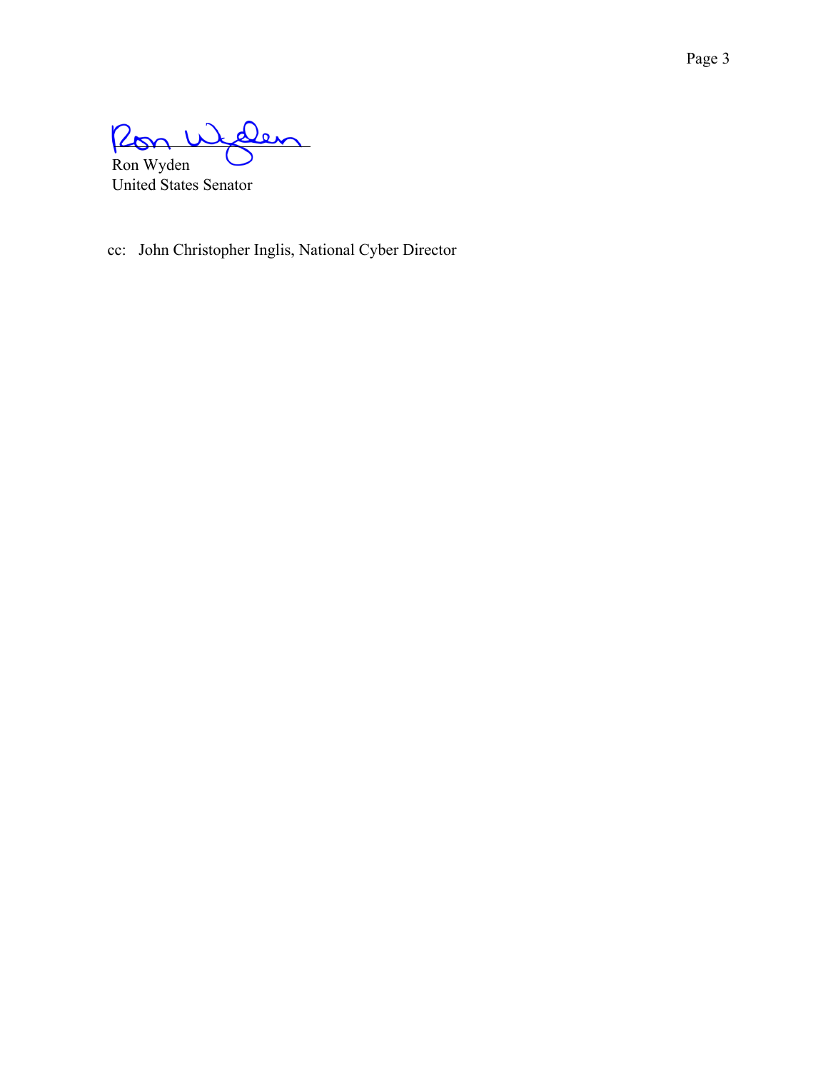Ron Wyden
United States Senator

cc: John Christopher Inglis, National Cyber Director